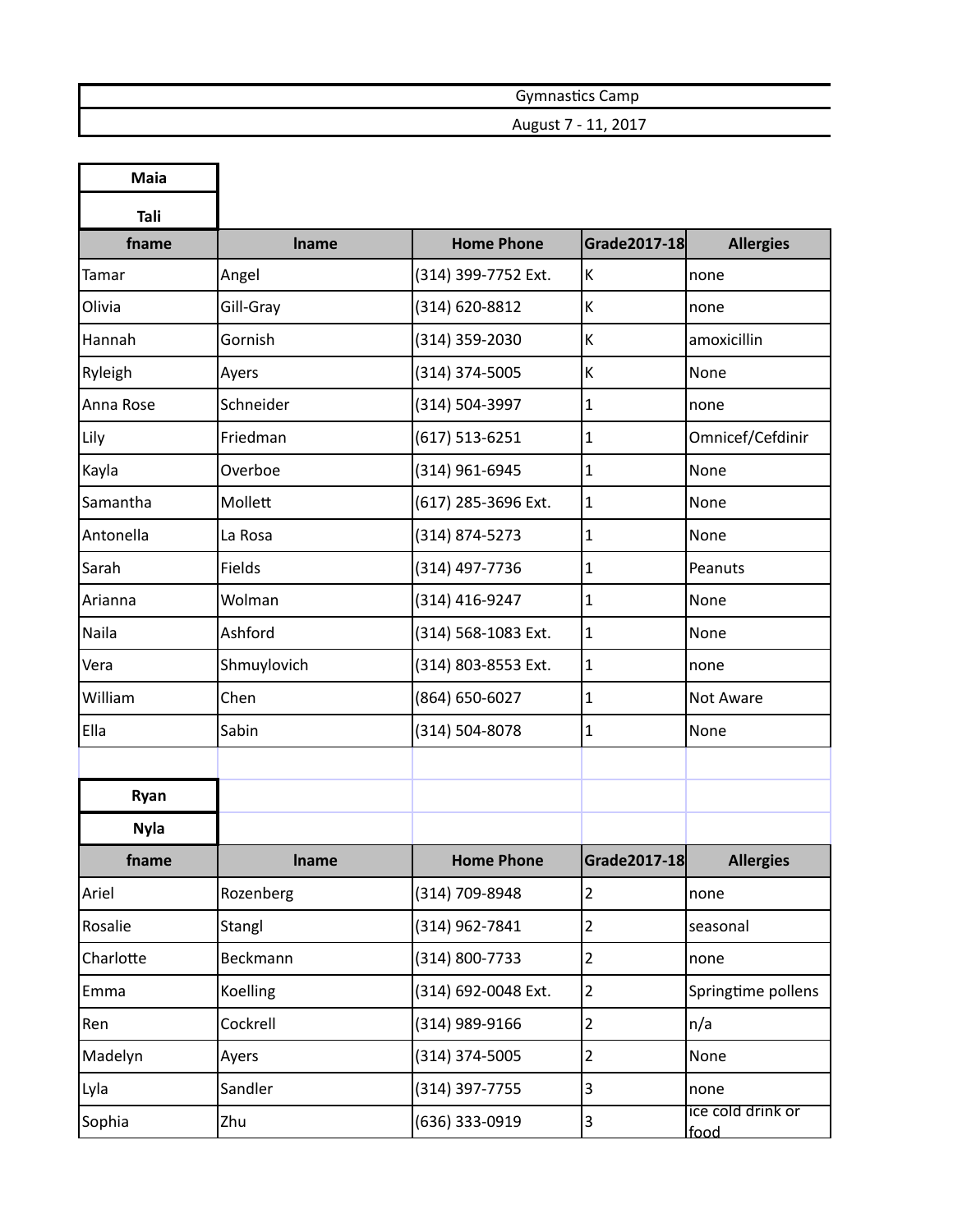# Gymnastics Camp

## August 7 - 11, 2017

**Maia**

**Tali**

| fname | lname | Home Phone | Grade2017-18 | Allergies |
|---|---|---|---|---|
| Tamar | Angel | (314) 399-7752 Ext. | K | none |
| Olivia | Gill-Gray | (314) 620-8812 | K | none |
| Hannah | Gornish | (314) 359-2030 | K | amoxicillin |
| Ryleigh | Ayers | (314) 374-5005 | K | None |
| Anna Rose | Schneider | (314) 504-3997 | 1 | none |
| Lily | Friedman | (617) 513-6251 | 1 | Omnicef/Cefdinir |
| Kayla | Overboe | (314) 961-6945 | 1 | None |
| Samantha | Mollett | (617) 285-3696 Ext. | 1 | None |
| Antonella | La Rosa | (314) 874-5273 | 1 | None |
| Sarah | Fields | (314) 497-7736 | 1 | Peanuts |
| Arianna | Wolman | (314) 416-9247 | 1 | None |
| Naila | Ashford | (314) 568-1083 Ext. | 1 | None |
| Vera | Shmuylovich | (314) 803-8553 Ext. | 1 | none |
| William | Chen | (864) 650-6027 | 1 | Not Aware |
| Ella | Sabin | (314) 504-8078 | 1 | None |

**Ryan**

**Nyla**

| fname | lname | Home Phone | Grade2017-18 | Allergies |
|---|---|---|---|---|
| Ariel | Rozenberg | (314) 709-8948 | 2 | none |
| Rosalie | Stangl | (314) 962-7841 | 2 | seasonal |
| Charlotte | Beckmann | (314) 800-7733 | 2 | none |
| Emma | Koelling | (314) 692-0048 Ext. | 2 | Springtime pollens |
| Ren | Cockrell | (314) 989-9166 | 2 | n/a |
| Madelyn | Ayers | (314) 374-5005 | 2 | None |
| Lyla | Sandler | (314) 397-7755 | 3 | none |
| Sophia | Zhu | (636) 333-0919 | 3 | ice cold drink or food |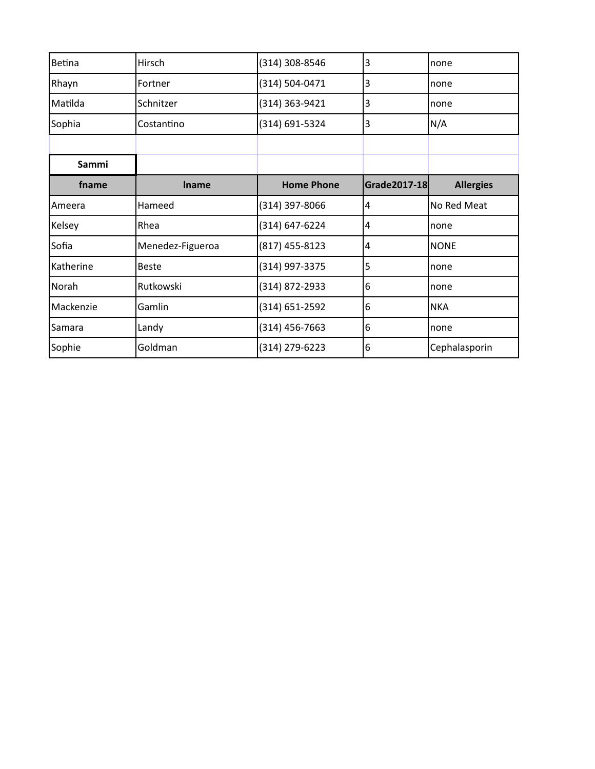| | | | | |
|---|---|---|---|---|
| Betina | Hirsch | (314) 308-8546 | 3 | none |
| Rhayn | Fortner | (314) 504-0471 | 3 | none |
| Matilda | Schnitzer | (314) 363-9421 | 3 | none |
| Sophia | Costantino | (314) 691-5324 | 3 | N/A |

**Sammi**

| fname | lname | Home Phone | Grade2017-18 | Allergies |
|---|---|---|---|---|
| Ameera | Hameed | (314) 397-8066 | 4 | No Red Meat |
| Kelsey | Rhea | (314) 647-6224 | 4 | none |
| Sofia | Menedez-Figueroa | (817) 455-8123 | 4 | NONE |
| Katherine | Beste | (314) 997-3375 | 5 | none |
| Norah | Rutkowski | (314) 872-2933 | 6 | none |
| Mackenzie | Gamlin | (314) 651-2592 | 6 | NKA |
| Samara | Landy | (314) 456-7663 | 6 | none |
| Sophie | Goldman | (314) 279-6223 | 6 | Cephalasporin |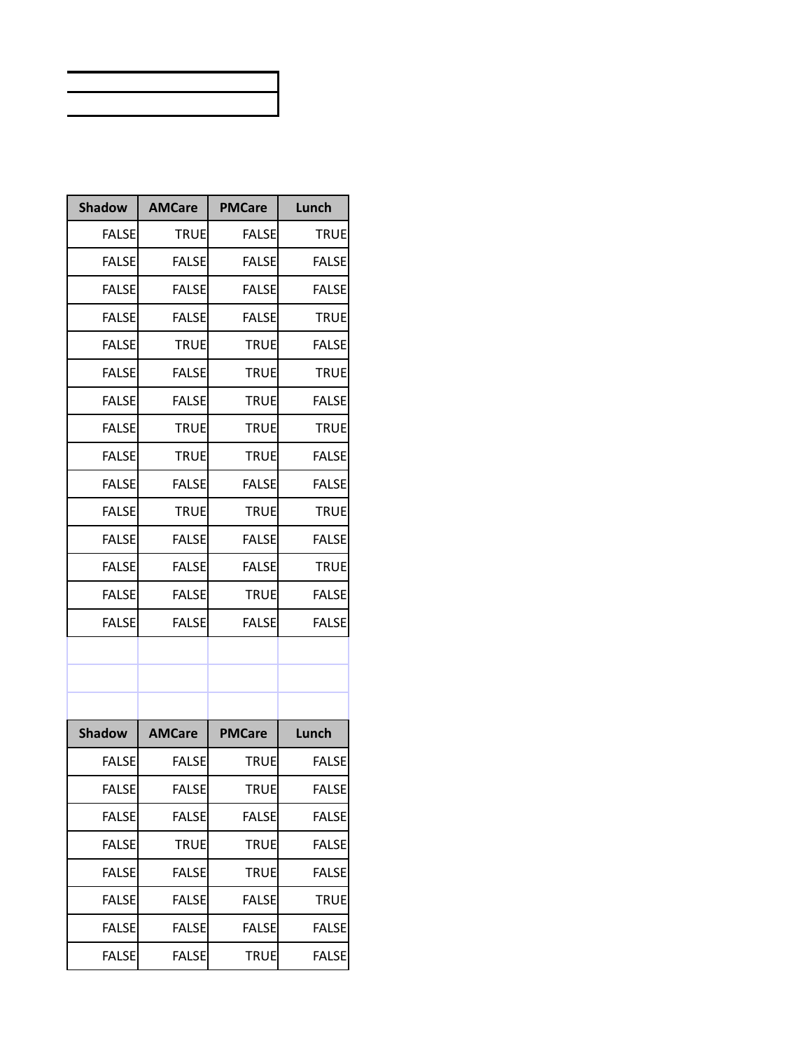| Shadow | AMCare | PMCare | Lunch |
| --- | --- | --- | --- |
| FALSE | TRUE | FALSE | TRUE |
| FALSE | FALSE | FALSE | FALSE |
| FALSE | FALSE | FALSE | FALSE |
| FALSE | FALSE | FALSE | TRUE |
| FALSE | TRUE | TRUE | FALSE |
| FALSE | FALSE | TRUE | TRUE |
| FALSE | FALSE | TRUE | FALSE |
| FALSE | TRUE | TRUE | TRUE |
| FALSE | TRUE | TRUE | FALSE |
| FALSE | FALSE | FALSE | FALSE |
| FALSE | TRUE | TRUE | TRUE |
| FALSE | FALSE | FALSE | FALSE |
| FALSE | FALSE | FALSE | TRUE |
| FALSE | FALSE | TRUE | FALSE |
| FALSE | FALSE | FALSE | FALSE |

| Shadow | AMCare | PMCare | Lunch |
| --- | --- | --- | --- |
| FALSE | FALSE | TRUE | FALSE |
| FALSE | FALSE | TRUE | FALSE |
| FALSE | FALSE | FALSE | FALSE |
| FALSE | TRUE | TRUE | FALSE |
| FALSE | FALSE | TRUE | FALSE |
| FALSE | FALSE | FALSE | TRUE |
| FALSE | FALSE | FALSE | FALSE |
| FALSE | FALSE | TRUE | FALSE |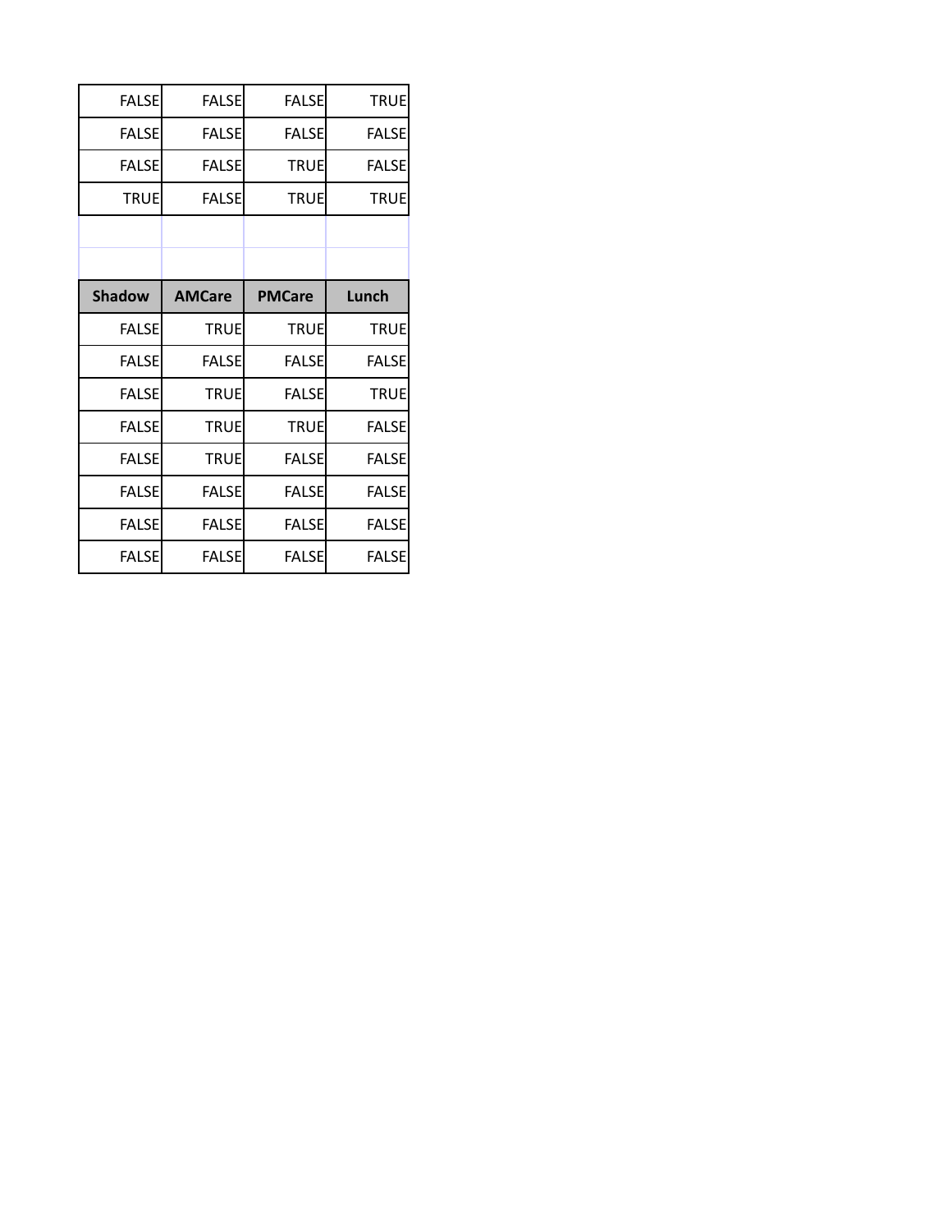| | | | |
|---|---|---|---|
| FALSE | FALSE | FALSE | TRUE |
| FALSE | FALSE | FALSE | FALSE |
| FALSE | FALSE | TRUE | FALSE |
| TRUE | FALSE | TRUE | TRUE |

| Shadow | AMCare | PMCare | Lunch |
|---|---|---|---|
| FALSE | TRUE | TRUE | TRUE |
| FALSE | FALSE | FALSE | FALSE |
| FALSE | TRUE | FALSE | TRUE |
| FALSE | TRUE | TRUE | FALSE |
| FALSE | TRUE | FALSE | FALSE |
| FALSE | FALSE | FALSE | FALSE |
| FALSE | FALSE | FALSE | FALSE |
| FALSE | FALSE | FALSE | FALSE |